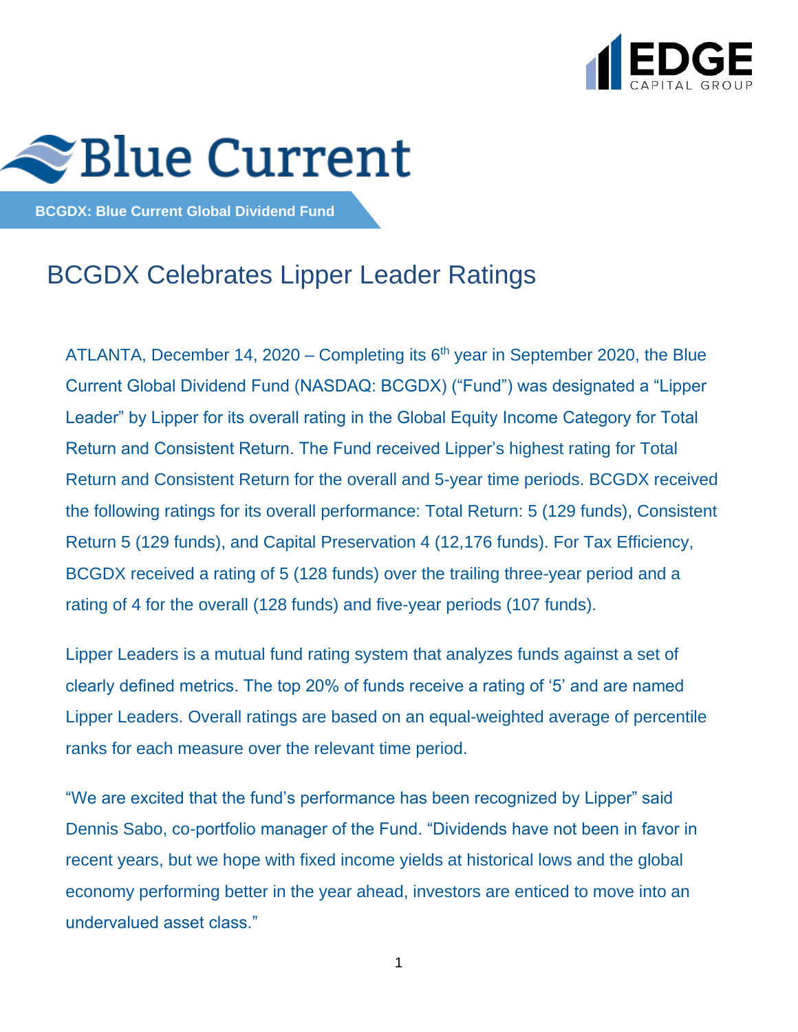EDGE CAPITAL GROUP

Blue Current

**BCGDX: Blue Current Global Dividend Fund**

# BCGDX Celebrates Lipper Leader Ratings

ATLANTA, December 14, 2020 – Completing its 6th year in September 2020, the Blue Current Global Dividend Fund (NASDAQ: BCGDX) ("Fund") was designated a "Lipper Leader" by Lipper for its overall rating in the Global Equity Income Category for Total Return and Consistent Return. The Fund received Lipper's highest rating for Total Return and Consistent Return for the overall and 5-year time periods. BCGDX received the following ratings for its overall performance: Total Return: 5 (129 funds), Consistent Return 5 (129 funds), and Capital Preservation 4 (12,176 funds). For Tax Efficiency, BCGDX received a rating of 5 (128 funds) over the trailing three-year period and a rating of 4 for the overall (128 funds) and five-year periods (107 funds).

Lipper Leaders is a mutual fund rating system that analyzes funds against a set of clearly defined metrics. The top 20% of funds receive a rating of '5' and are named Lipper Leaders. Overall ratings are based on an equal-weighted average of percentile ranks for each measure over the relevant time period.

"We are excited that the fund's performance has been recognized by Lipper" said Dennis Sabo, co-portfolio manager of the Fund. "Dividends have not been in favor in recent years, but we hope with fixed income yields at historical lows and the global economy performing better in the year ahead, investors are enticed to move into an undervalued asset class."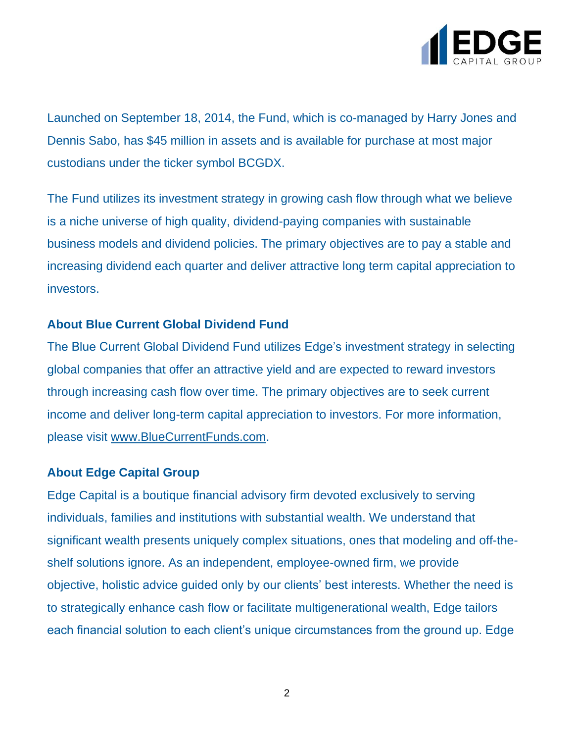Launched on September 18, 2014, the Fund, which is co-managed by Harry Jones and Dennis Sabo, has $45 million in assets and is available for purchase at most major custodians under the ticker symbol BCGDX.

The Fund utilizes its investment strategy in growing cash flow through what we believe is a niche universe of high quality, dividend-paying companies with sustainable business models and dividend policies. The primary objectives are to pay a stable and increasing dividend each quarter and deliver attractive long term capital appreciation to investors.

**About Blue Current Global Dividend Fund**

The Blue Current Global Dividend Fund utilizes Edge's investment strategy in selecting global companies that offer an attractive yield and are expected to reward investors through increasing cash flow over time. The primary objectives are to seek current income and deliver long-term capital appreciation to investors. For more information, please visit www.BlueCurrentFunds.com.

**About Edge Capital Group**

Edge Capital is a boutique financial advisory firm devoted exclusively to serving individuals, families and institutions with substantial wealth. We understand that significant wealth presents uniquely complex situations, ones that modeling and off-the-shelf solutions ignore. As an independent, employee-owned firm, we provide objective, holistic advice guided only by our clients' best interests. Whether the need is to strategically enhance cash flow or facilitate multigenerational wealth, Edge tailors each financial solution to each client's unique circumstances from the ground up. Edge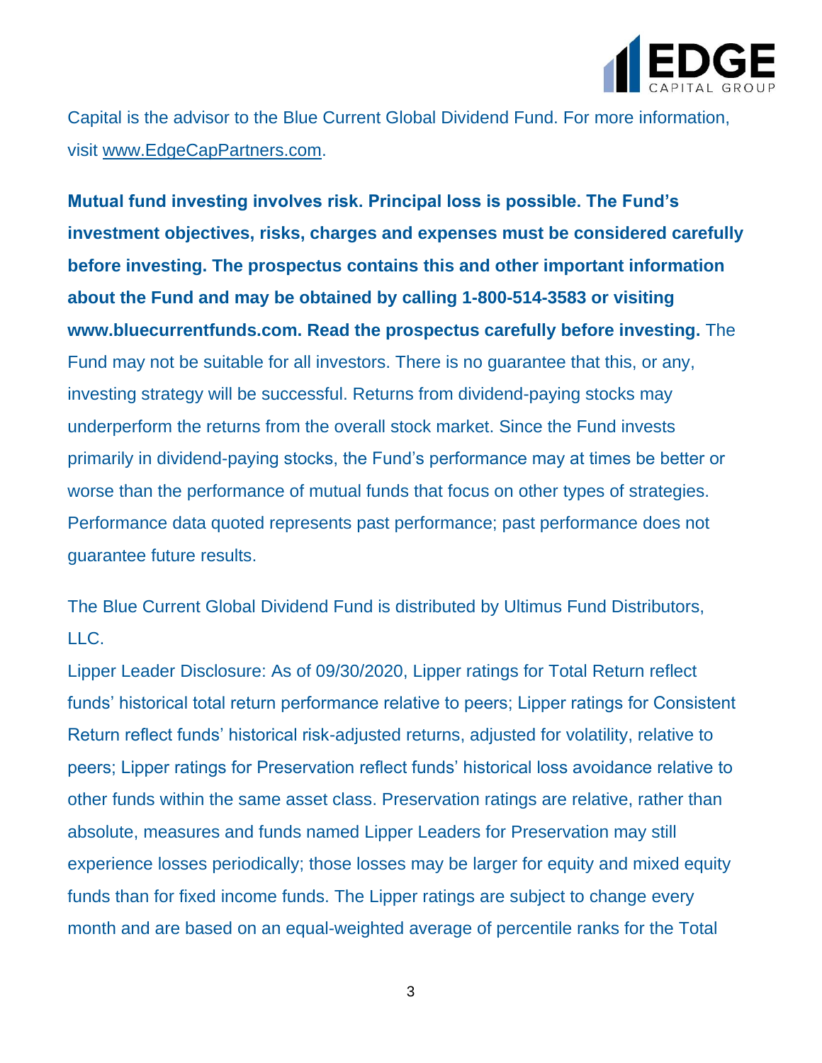Capital is the advisor to the Blue Current Global Dividend Fund. For more information, visit www.EdgeCapPartners.com.

**Mutual fund investing involves risk. Principal loss is possible. The Fund's investment objectives, risks, charges and expenses must be considered carefully before investing. The prospectus contains this and other important information about the Fund and may be obtained by calling 1-800-514-3583 or visiting www.bluecurrentfunds.com. Read the prospectus carefully before investing.** The Fund may not be suitable for all investors. There is no guarantee that this, or any, investing strategy will be successful. Returns from dividend-paying stocks may underperform the returns from the overall stock market. Since the Fund invests primarily in dividend-paying stocks, the Fund's performance may at times be better or worse than the performance of mutual funds that focus on other types of strategies. Performance data quoted represents past performance; past performance does not guarantee future results.

The Blue Current Global Dividend Fund is distributed by Ultimus Fund Distributors, LLC.

Lipper Leader Disclosure: As of 09/30/2020, Lipper ratings for Total Return reflect funds' historical total return performance relative to peers; Lipper ratings for Consistent Return reflect funds' historical risk-adjusted returns, adjusted for volatility, relative to peers; Lipper ratings for Preservation reflect funds' historical loss avoidance relative to other funds within the same asset class. Preservation ratings are relative, rather than absolute, measures and funds named Lipper Leaders for Preservation may still experience losses periodically; those losses may be larger for equity and mixed equity funds than for fixed income funds. The Lipper ratings are subject to change every month and are based on an equal-weighted average of percentile ranks for the Total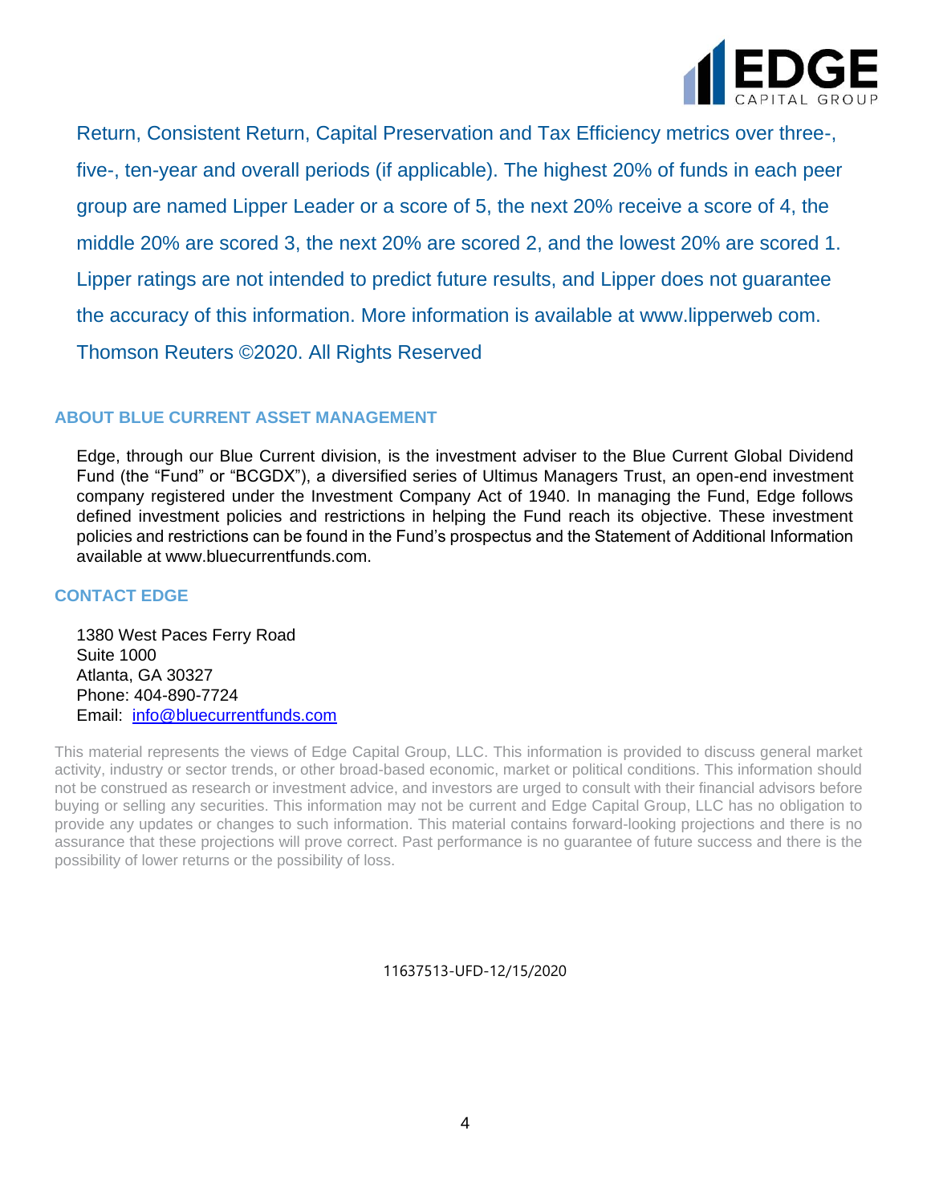Return, Consistent Return, Capital Preservation and Tax Efficiency metrics over three-, five-, ten-year and overall periods (if applicable). The highest 20% of funds in each peer group are named Lipper Leader or a score of 5, the next 20% receive a score of 4, the middle 20% are scored 3, the next 20% are scored 2, and the lowest 20% are scored 1. Lipper ratings are not intended to predict future results, and Lipper does not guarantee the accuracy of this information. More information is available at www.lipperweb com. Thomson Reuters ©2020. All Rights Reserved

## ABOUT BLUE CURRENT ASSET MANAGEMENT

Edge, through our Blue Current division, is the investment adviser to the Blue Current Global Dividend Fund (the "Fund" or "BCGDX"), a diversified series of Ultimus Managers Trust, an open-end investment company registered under the Investment Company Act of 1940. In managing the Fund, Edge follows defined investment policies and restrictions in helping the Fund reach its objective. These investment policies and restrictions can be found in the Fund's prospectus and the Statement of Additional Information available at www.bluecurrentfunds.com.

## CONTACT EDGE

1380 West Paces Ferry Road
Suite 1000
Atlanta, GA 30327
Phone: 404-890-7724
Email: info@bluecurrentfunds.com

This material represents the views of Edge Capital Group, LLC. This information is provided to discuss general market activity, industry or sector trends, or other broad-based economic, market or political conditions. This information should not be construed as research or investment advice, and investors are urged to consult with their financial advisors before buying or selling any securities. This information may not be current and Edge Capital Group, LLC has no obligation to provide any updates or changes to such information. This material contains forward-looking projections and there is no assurance that these projections will prove correct. Past performance is no guarantee of future success and there is the possibility of lower returns or the possibility of loss.

11637513-UFD-12/15/2020